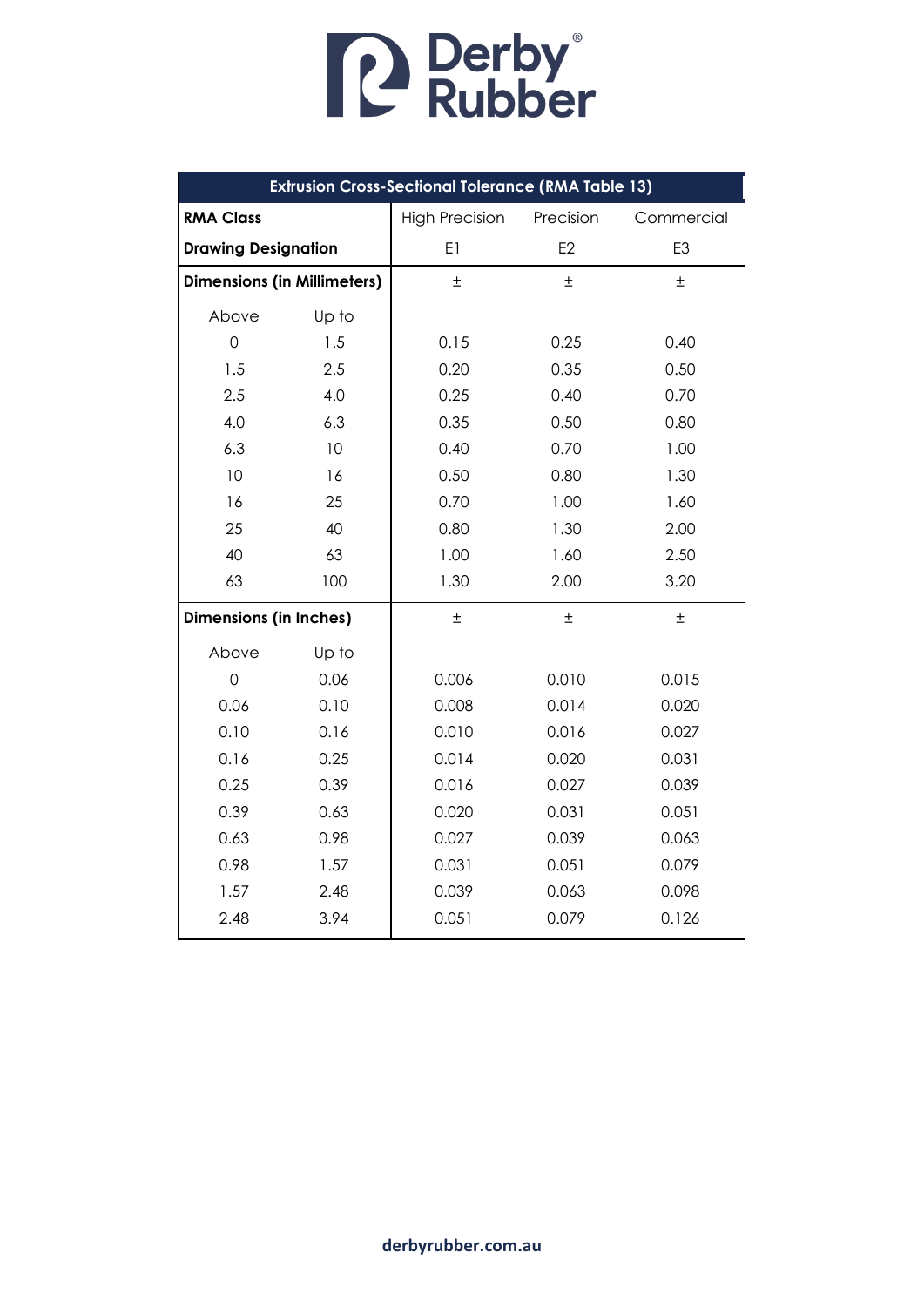# Derby Rubber

| Extrusion Cross-Sectional Tolerance (RMA Table 13) | | | | |
|---|---|---|---|---|
| **RMA Class** | | High Precision | Precision | Commercial |
| **Drawing Designation** | | E1 | E2 | E3 |
| **Dimensions (in Millimeters)** | | ± | ± | ± |
| Above | Up to | | | |
| 0 | 1.5 | 0.15 | 0.25 | 0.40 |
| 1.5 | 2.5 | 0.20 | 0.35 | 0.50 |
| 2.5 | 4.0 | 0.25 | 0.40 | 0.70 |
| 4.0 | 6.3 | 0.35 | 0.50 | 0.80 |
| 6.3 | 10 | 0.40 | 0.70 | 1.00 |
| 10 | 16 | 0.50 | 0.80 | 1.30 |
| 16 | 25 | 0.70 | 1.00 | 1.60 |
| 25 | 40 | 0.80 | 1.30 | 2.00 |
| 40 | 63 | 1.00 | 1.60 | 2.50 |
| 63 | 100 | 1.30 | 2.00 | 3.20 |
| **Dimensions (in Inches)** | | ± | ± | ± |
| Above | Up to | | | |
| 0 | 0.06 | 0.006 | 0.010 | 0.015 |
| 0.06 | 0.10 | 0.008 | 0.014 | 0.020 |
| 0.10 | 0.16 | 0.010 | 0.016 | 0.027 |
| 0.16 | 0.25 | 0.014 | 0.020 | 0.031 |
| 0.25 | 0.39 | 0.016 | 0.027 | 0.039 |
| 0.39 | 0.63 | 0.020 | 0.031 | 0.051 |
| 0.63 | 0.98 | 0.027 | 0.039 | 0.063 |
| 0.98 | 1.57 | 0.031 | 0.051 | 0.079 |
| 1.57 | 2.48 | 0.039 | 0.063 | 0.098 |
| 2.48 | 3.94 | 0.051 | 0.079 | 0.126 |

derbyrubber.com.au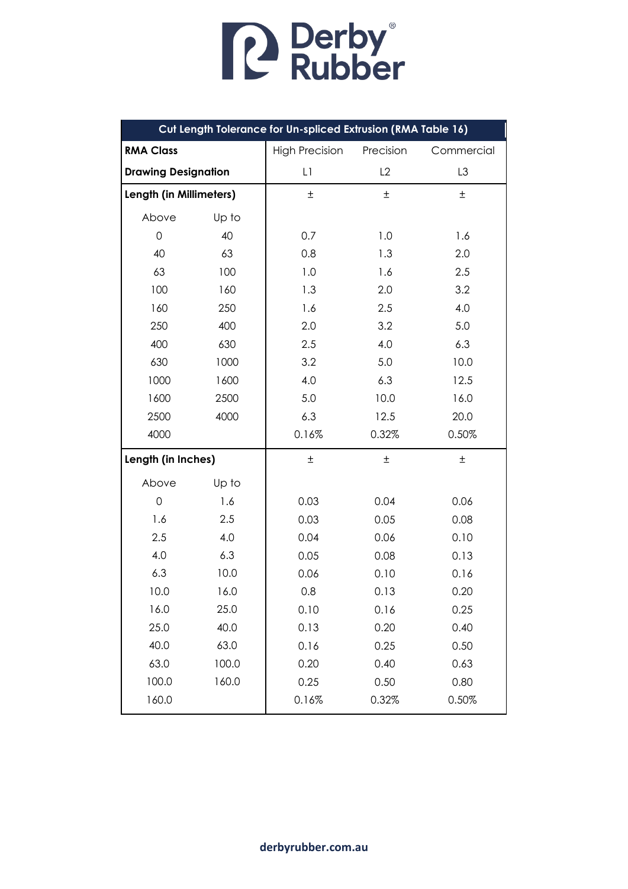# Derby Rubber

| Cut Length Tolerance for Un-spliced Extrusion (RMA Table 16) | | | | |
|---|---|---|---|---|
| **RMA Class** | | High Precision | Precision | Commercial |
| **Drawing Designation** | | L1 | L2 | L3 |
| **Length (in Millimeters)** | | ± | ± | ± |
| Above | Up to | | | |
| 0 | 40 | 0.7 | 1.0 | 1.6 |
| 40 | 63 | 0.8 | 1.3 | 2.0 |
| 63 | 100 | 1.0 | 1.6 | 2.5 |
| 100 | 160 | 1.3 | 2.0 | 3.2 |
| 160 | 250 | 1.6 | 2.5 | 4.0 |
| 250 | 400 | 2.0 | 3.2 | 5.0 |
| 400 | 630 | 2.5 | 4.0 | 6.3 |
| 630 | 1000 | 3.2 | 5.0 | 10.0 |
| 1000 | 1600 | 4.0 | 6.3 | 12.5 |
| 1600 | 2500 | 5.0 | 10.0 | 16.0 |
| 2500 | 4000 | 6.3 | 12.5 | 20.0 |
| 4000 | | 0.16% | 0.32% | 0.50% |
| **Length (in Inches)** | | ± | ± | ± |
| Above | Up to | | | |
| 0 | 1.6 | 0.03 | 0.04 | 0.06 |
| 1.6 | 2.5 | 0.03 | 0.05 | 0.08 |
| 2.5 | 4.0 | 0.04 | 0.06 | 0.10 |
| 4.0 | 6.3 | 0.05 | 0.08 | 0.13 |
| 6.3 | 10.0 | 0.06 | 0.10 | 0.16 |
| 10.0 | 16.0 | 0.8 | 0.13 | 0.20 |
| 16.0 | 25.0 | 0.10 | 0.16 | 0.25 |
| 25.0 | 40.0 | 0.13 | 0.20 | 0.40 |
| 40.0 | 63.0 | 0.16 | 0.25 | 0.50 |
| 63.0 | 100.0 | 0.20 | 0.40 | 0.63 |
| 100.0 | 160.0 | 0.25 | 0.50 | 0.80 |
| 160.0 | | 0.16% | 0.32% | 0.50% |

derbyrubber.com.au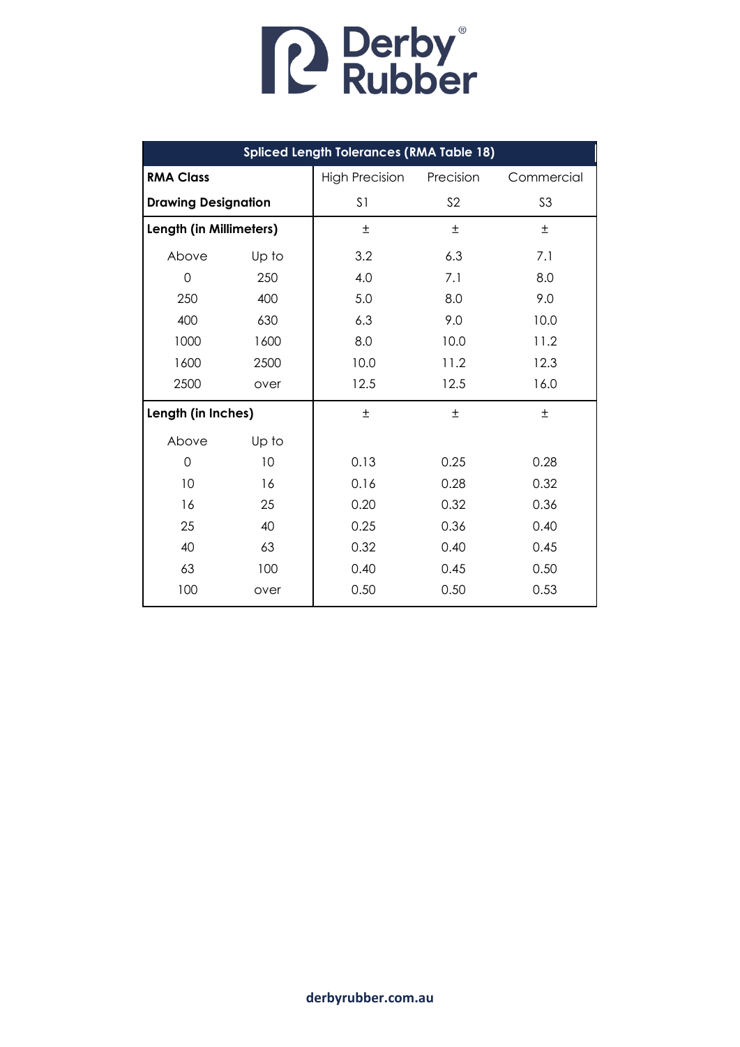| Spliced Length Tolerances (RMA Table 18) | | | | |
|---|---|---|---|---|
| **RMA Class** | | High Precision | Precision | Commercial |
| **Drawing Designation** | | S1 | S2 | S3 |
| **Length (in Millimeters)** | | ± | ± | ± |
| Above | Up to | 3.2 | 6.3 | 7.1 |
| 0 | 250 | 4.0 | 7.1 | 8.0 |
| 250 | 400 | 5.0 | 8.0 | 9.0 |
| 400 | 630 | 6.3 | 9.0 | 10.0 |
| 1000 | 1600 | 8.0 | 10.0 | 11.2 |
| 1600 | 2500 | 10.0 | 11.2 | 12.3 |
| 2500 | over | 12.5 | 12.5 | 16.0 |
| **Length (in Inches)** | | ± | ± | ± |
| Above | Up to | | | |
| 0 | 10 | 0.13 | 0.25 | 0.28 |
| 10 | 16 | 0.16 | 0.28 | 0.32 |
| 16 | 25 | 0.20 | 0.32 | 0.36 |
| 25 | 40 | 0.25 | 0.36 | 0.40 |
| 40 | 63 | 0.32 | 0.40 | 0.45 |
| 63 | 100 | 0.40 | 0.45 | 0.50 |
| 100 | over | 0.50 | 0.50 | 0.53 |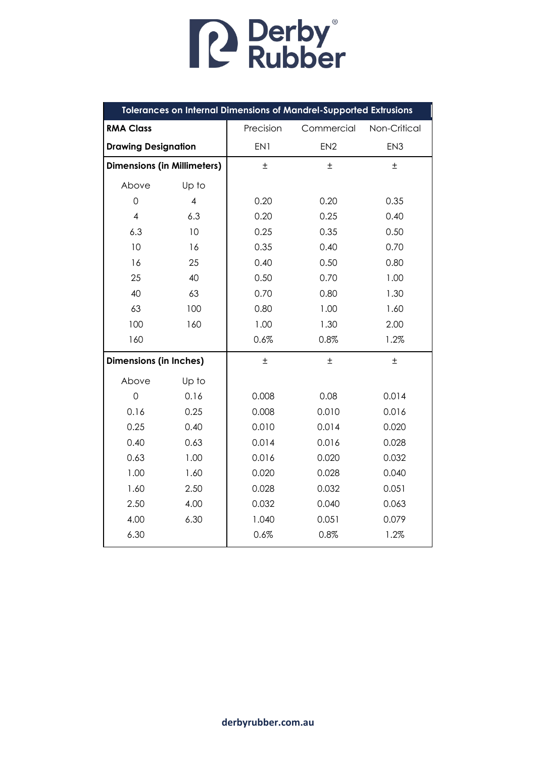# Derby Rubber

| Tolerances on Internal Dimensions of Mandrel-Supported Extrusions | | | | |
|---|---|---|---|---|
| **RMA Class** | | Precision | Commercial | Non-Critical |
| **Drawing Designation** | | EN1 | EN2 | EN3 |
| **Dimensions (in Millimeters)** | | ± | ± | ± |
| Above | Up to | | | |
| 0 | 4 | 0.20 | 0.20 | 0.35 |
| 4 | 6.3 | 0.20 | 0.25 | 0.40 |
| 6.3 | 10 | 0.25 | 0.35 | 0.50 |
| 10 | 16 | 0.35 | 0.40 | 0.70 |
| 16 | 25 | 0.40 | 0.50 | 0.80 |
| 25 | 40 | 0.50 | 0.70 | 1.00 |
| 40 | 63 | 0.70 | 0.80 | 1.30 |
| 63 | 100 | 0.80 | 1.00 | 1.60 |
| 100 | 160 | 1.00 | 1.30 | 2.00 |
| 160 | | 0.6% | 0.8% | 1.2% |
| **Dimensions (in Inches)** | | ± | ± | ± |
| Above | Up to | | | |
| 0 | 0.16 | 0.008 | 0.08 | 0.014 |
| 0.16 | 0.25 | 0.008 | 0.010 | 0.016 |
| 0.25 | 0.40 | 0.010 | 0.014 | 0.020 |
| 0.40 | 0.63 | 0.014 | 0.016 | 0.028 |
| 0.63 | 1.00 | 0.016 | 0.020 | 0.032 |
| 1.00 | 1.60 | 0.020 | 0.028 | 0.040 |
| 1.60 | 2.50 | 0.028 | 0.032 | 0.051 |
| 2.50 | 4.00 | 0.032 | 0.040 | 0.063 |
| 4.00 | 6.30 | 1.040 | 0.051 | 0.079 |
| 6.30 | | 0.6% | 0.8% | 1.2% |

derbyrubber.com.au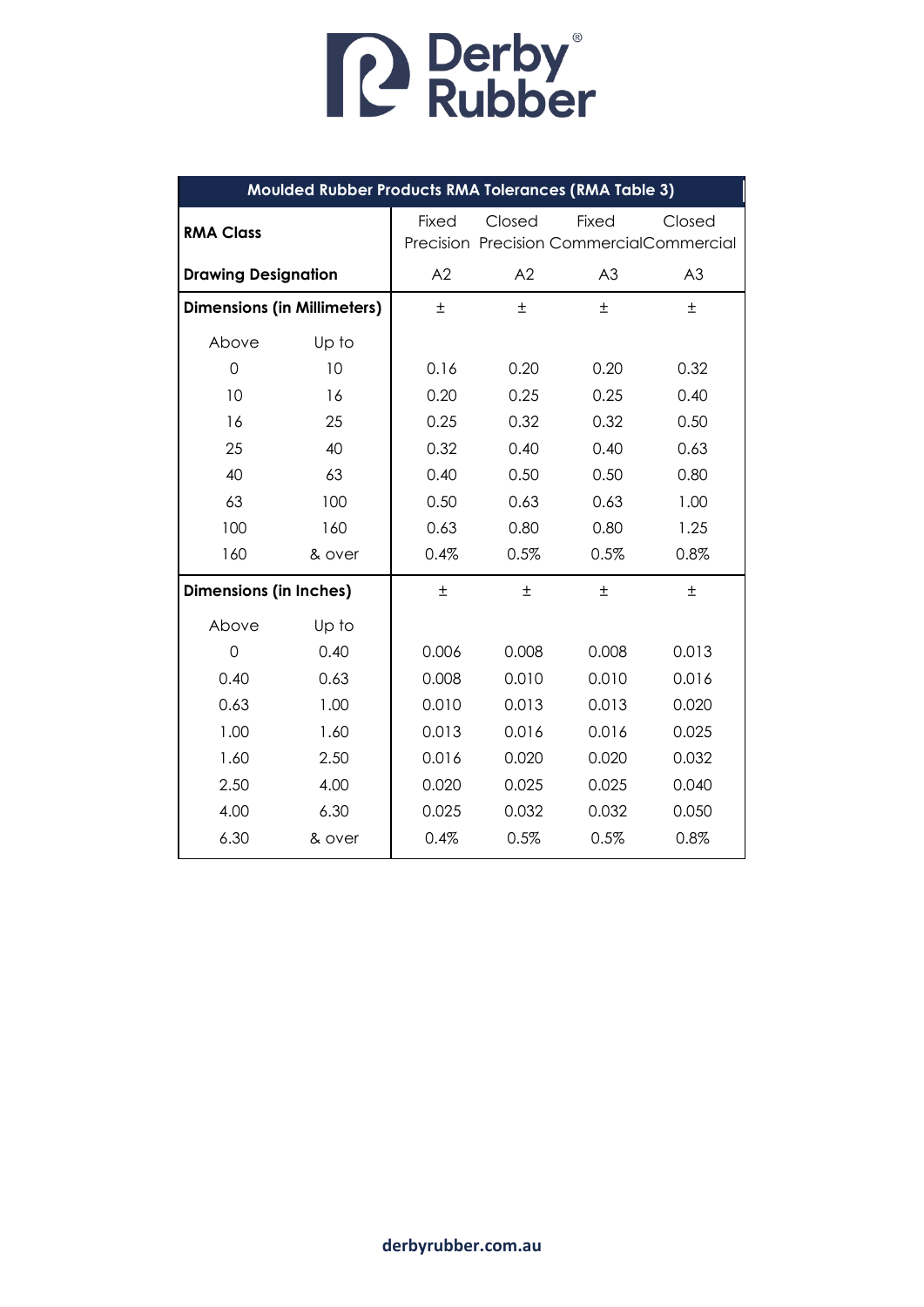Derby Rubber

| Moulded Rubber Products RMA Tolerances (RMA Table 3) | | | | | |
|---|---|---|---|---|---|
| **RMA Class** | | Fixed Precision | Closed Precision | Fixed Commercial | Closed Commercial |
| **Drawing Designation** | | A2 | A2 | A3 | A3 |
| **Dimensions (in Millimeters)** | | ± | ± | ± | ± |
| Above | Up to | | | | |
| 0 | 10 | 0.16 | 0.20 | 0.20 | 0.32 |
| 10 | 16 | 0.20 | 0.25 | 0.25 | 0.40 |
| 16 | 25 | 0.25 | 0.32 | 0.32 | 0.50 |
| 25 | 40 | 0.32 | 0.40 | 0.40 | 0.63 |
| 40 | 63 | 0.40 | 0.50 | 0.50 | 0.80 |
| 63 | 100 | 0.50 | 0.63 | 0.63 | 1.00 |
| 100 | 160 | 0.63 | 0.80 | 0.80 | 1.25 |
| 160 | & over | 0.4% | 0.5% | 0.5% | 0.8% |
| **Dimensions (in Inches)** | | ± | ± | ± | ± |
| Above | Up to | | | | |
| 0 | 0.40 | 0.006 | 0.008 | 0.008 | 0.013 |
| 0.40 | 0.63 | 0.008 | 0.010 | 0.010 | 0.016 |
| 0.63 | 1.00 | 0.010 | 0.013 | 0.013 | 0.020 |
| 1.00 | 1.60 | 0.013 | 0.016 | 0.016 | 0.025 |
| 1.60 | 2.50 | 0.016 | 0.020 | 0.020 | 0.032 |
| 2.50 | 4.00 | 0.020 | 0.025 | 0.025 | 0.040 |
| 4.00 | 6.30 | 0.025 | 0.032 | 0.032 | 0.050 |
| 6.30 | & over | 0.4% | 0.5% | 0.5% | 0.8% |

**derbyrubber.com.au**